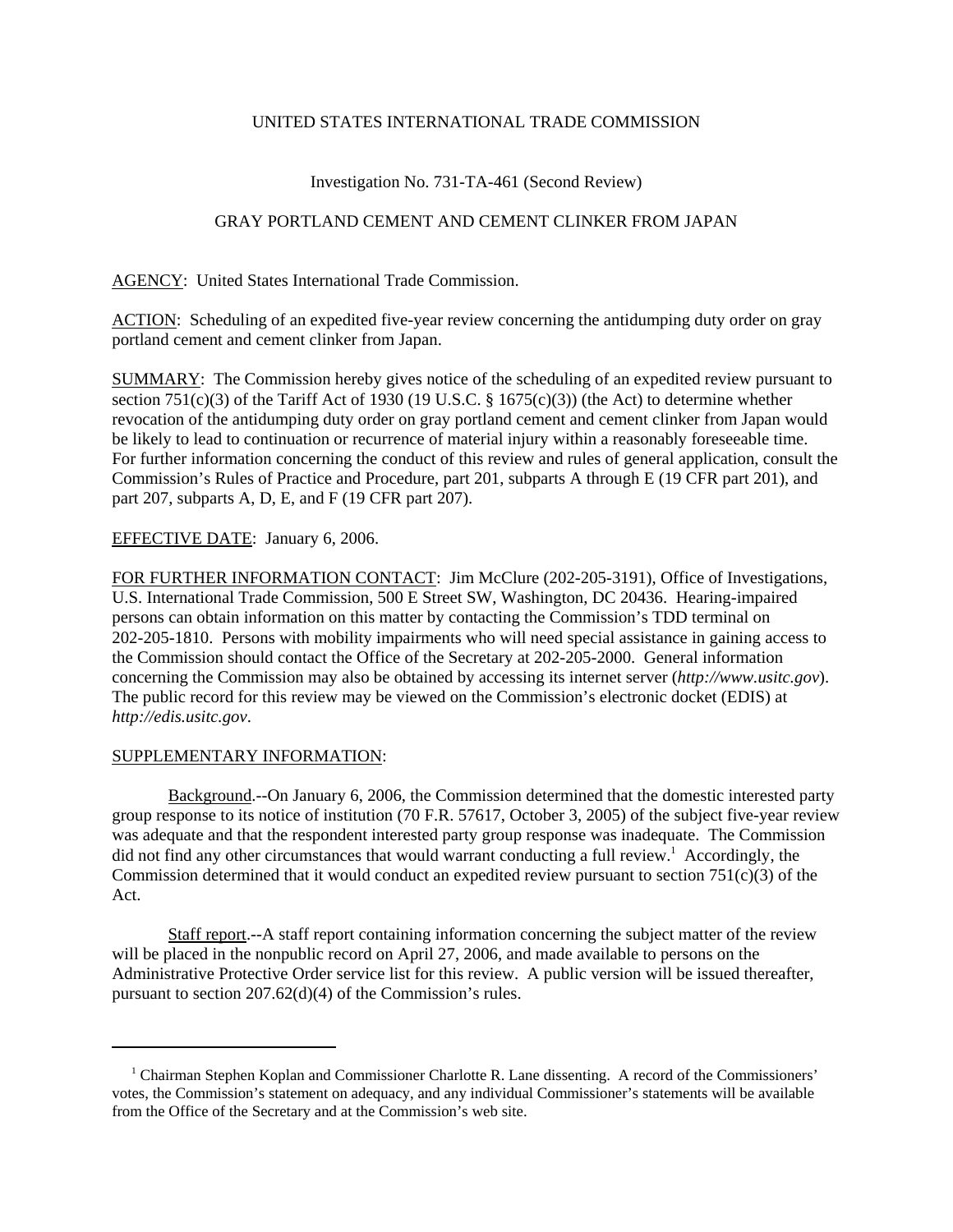UNITED STATES INTERNATIONAL TRADE COMMISSION

Investigation No. 731-TA-461 (Second Review)

GRAY PORTLAND CEMENT AND CEMENT CLINKER FROM JAPAN

AGENCY: United States International Trade Commission.

ACTION: Scheduling of an expedited five-year review concerning the antidumping duty order on gray portland cement and cement clinker from Japan.

SUMMARY: The Commission hereby gives notice of the scheduling of an expedited review pursuant to section 751(c)(3) of the Tariff Act of 1930 (19 U.S.C. § 1675(c)(3)) (the Act) to determine whether revocation of the antidumping duty order on gray portland cement and cement clinker from Japan would be likely to lead to continuation or recurrence of material injury within a reasonably foreseeable time. For further information concerning the conduct of this review and rules of general application, consult the Commission's Rules of Practice and Procedure, part 201, subparts A through E (19 CFR part 201), and part 207, subparts A, D, E, and F (19 CFR part 207).

EFFECTIVE DATE: January 6, 2006.

FOR FURTHER INFORMATION CONTACT: Jim McClure (202-205-3191), Office of Investigations, U.S. International Trade Commission, 500 E Street SW, Washington, DC 20436. Hearing-impaired persons can obtain information on this matter by contacting the Commission's TDD terminal on 202-205-1810. Persons with mobility impairments who will need special assistance in gaining access to the Commission should contact the Office of the Secretary at 202-205-2000. General information concerning the Commission may also be obtained by accessing its internet server (*http://www.usitc.gov*). The public record for this review may be viewed on the Commission's electronic docket (EDIS) at *http://edis.usitc.gov*.

SUPPLEMENTARY INFORMATION:

Background.--On January 6, 2006, the Commission determined that the domestic interested party group response to its notice of institution (70 F.R. 57617, October 3, 2005) of the subject five-year review was adequate and that the respondent interested party group response was inadequate. The Commission did not find any other circumstances that would warrant conducting a full review.[1] Accordingly, the Commission determined that it would conduct an expedited review pursuant to section 751(c)(3) of the Act.

Staff report.--A staff report containing information concerning the subject matter of the review will be placed in the nonpublic record on April 27, 2006, and made available to persons on the Administrative Protective Order service list for this review. A public version will be issued thereafter, pursuant to section 207.62(d)(4) of the Commission's rules.

---

[1] Chairman Stephen Koplan and Commissioner Charlotte R. Lane dissenting. A record of the Commissioners' votes, the Commission's statement on adequacy, and any individual Commissioner's statements will be available from the Office of the Secretary and at the Commission's web site.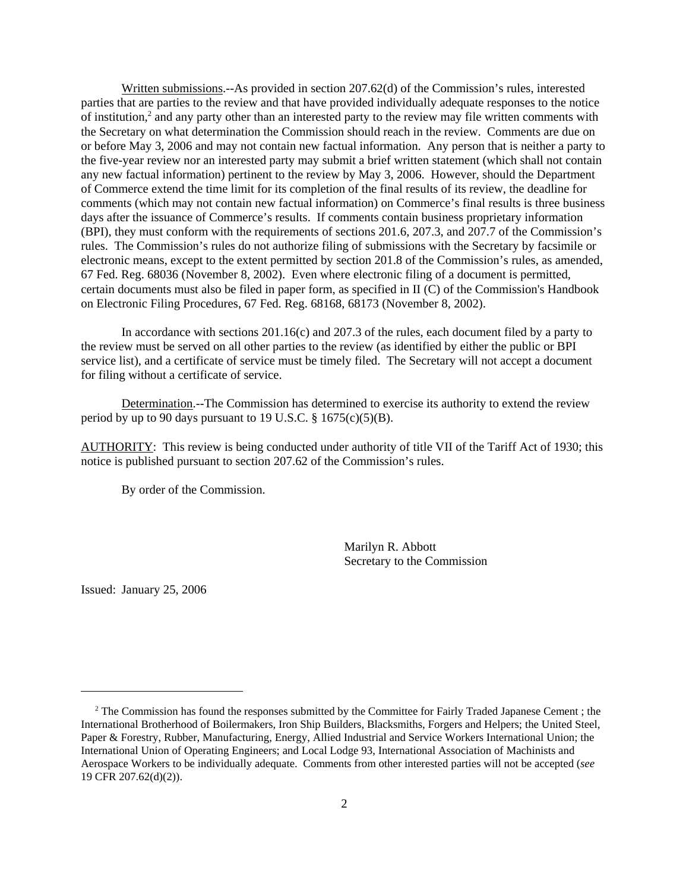Written submissions.--As provided in section 207.62(d) of the Commission's rules, interested parties that are parties to the review and that have provided individually adequate responses to the notice of institution,[2] and any party other than an interested party to the review may file written comments with the Secretary on what determination the Commission should reach in the review. Comments are due on or before May 3, 2006 and may not contain new factual information. Any person that is neither a party to the five-year review nor an interested party may submit a brief written statement (which shall not contain any new factual information) pertinent to the review by May 3, 2006. However, should the Department of Commerce extend the time limit for its completion of the final results of its review, the deadline for comments (which may not contain new factual information) on Commerce's final results is three business days after the issuance of Commerce's results. If comments contain business proprietary information (BPI), they must conform with the requirements of sections 201.6, 207.3, and 207.7 of the Commission's rules. The Commission's rules do not authorize filing of submissions with the Secretary by facsimile or electronic means, except to the extent permitted by section 201.8 of the Commission's rules, as amended, 67 Fed. Reg. 68036 (November 8, 2002). Even where electronic filing of a document is permitted, certain documents must also be filed in paper form, as specified in II (C) of the Commission's Handbook on Electronic Filing Procedures, 67 Fed. Reg. 68168, 68173 (November 8, 2002).

In accordance with sections 201.16(c) and 207.3 of the rules, each document filed by a party to the review must be served on all other parties to the review (as identified by either the public or BPI service list), and a certificate of service must be timely filed. The Secretary will not accept a document for filing without a certificate of service.

Determination.--The Commission has determined to exercise its authority to extend the review period by up to 90 days pursuant to 19 U.S.C. § 1675(c)(5)(B).

AUTHORITY: This review is being conducted under authority of title VII of the Tariff Act of 1930; this notice is published pursuant to section 207.62 of the Commission's rules.

By order of the Commission.

Marilyn R. Abbott
Secretary to the Commission

Issued: January 25, 2006

[2] The Commission has found the responses submitted by the Committee for Fairly Traded Japanese Cement ; the International Brotherhood of Boilermakers, Iron Ship Builders, Blacksmiths, Forgers and Helpers; the United Steel, Paper & Forestry, Rubber, Manufacturing, Energy, Allied Industrial and Service Workers International Union; the International Union of Operating Engineers; and Local Lodge 93, International Association of Machinists and Aerospace Workers to be individually adequate. Comments from other interested parties will not be accepted (*see* 19 CFR 207.62(d)(2)).